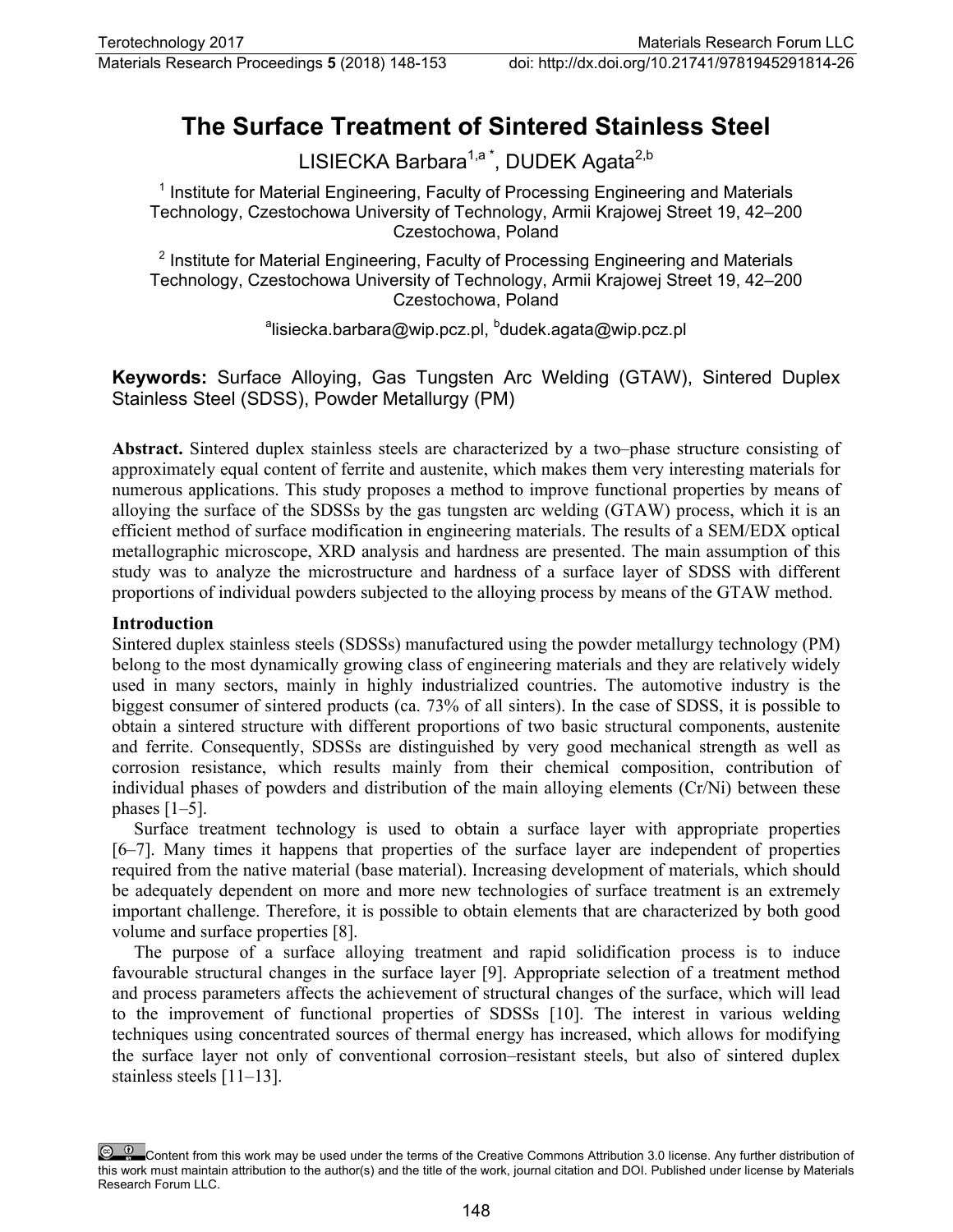# The Surface Treatment of Sintered Stainless Steel

LISIECKA Barbara[1,a *], DUDEK Agata[2,b]

[1] Institute for Material Engineering, Faculty of Processing Engineering and Materials Technology, Czestochowa University of Technology, Armii Krajowej Street 19, 42–200 Czestochowa, Poland

[2] Institute for Material Engineering, Faculty of Processing Engineering and Materials Technology, Czestochowa University of Technology, Armii Krajowej Street 19, 42–200 Czestochowa, Poland

[a]lisiecka.barbara@wip.pcz.pl, [b]dudek.agata@wip.pcz.pl

**Keywords:** Surface Alloying, Gas Tungsten Arc Welding (GTAW), Sintered Duplex Stainless Steel (SDSS), Powder Metallurgy (PM)

**Abstract.** Sintered duplex stainless steels are characterized by a two–phase structure consisting of approximately equal content of ferrite and austenite, which makes them very interesting materials for numerous applications. This study proposes a method to improve functional properties by means of alloying the surface of the SDSSs by the gas tungsten arc welding (GTAW) process, which it is an efficient method of surface modification in engineering materials. The results of a SEM/EDX optical metallographic microscope, XRD analysis and hardness are presented. The main assumption of this study was to analyze the microstructure and hardness of a surface layer of SDSS with different proportions of individual powders subjected to the alloying process by means of the GTAW method.

## Introduction

Sintered duplex stainless steels (SDSSs) manufactured using the powder metallurgy technology (PM) belong to the most dynamically growing class of engineering materials and they are relatively widely used in many sectors, mainly in highly industrialized countries. The automotive industry is the biggest consumer of sintered products (ca. 73% of all sinters). In the case of SDSS, it is possible to obtain a sintered structure with different proportions of two basic structural components, austenite and ferrite. Consequently, SDSSs are distinguished by very good mechanical strength as well as corrosion resistance, which results mainly from their chemical composition, contribution of individual phases of powders and distribution of the main alloying elements (Cr/Ni) between these phases [1–5].

Surface treatment technology is used to obtain a surface layer with appropriate properties [6–7]. Many times it happens that properties of the surface layer are independent of properties required from the native material (base material). Increasing development of materials, which should be adequately dependent on more and more new technologies of surface treatment is an extremely important challenge. Therefore, it is possible to obtain elements that are characterized by both good volume and surface properties [8].

The purpose of a surface alloying treatment and rapid solidification process is to induce favourable structural changes in the surface layer [9]. Appropriate selection of a treatment method and process parameters affects the achievement of structural changes of the surface, which will lead to the improvement of functional properties of SDSSs [10]. The interest in various welding techniques using concentrated sources of thermal energy has increased, which allows for modifying the surface layer not only of conventional corrosion–resistant steels, but also of sintered duplex stainless steels [11–13].

Content from this work may be used under the terms of the Creative Commons Attribution 3.0 license. Any further distribution of this work must maintain attribution to the author(s) and the title of the work, journal citation and DOI. Published under license by Materials Research Forum LLC.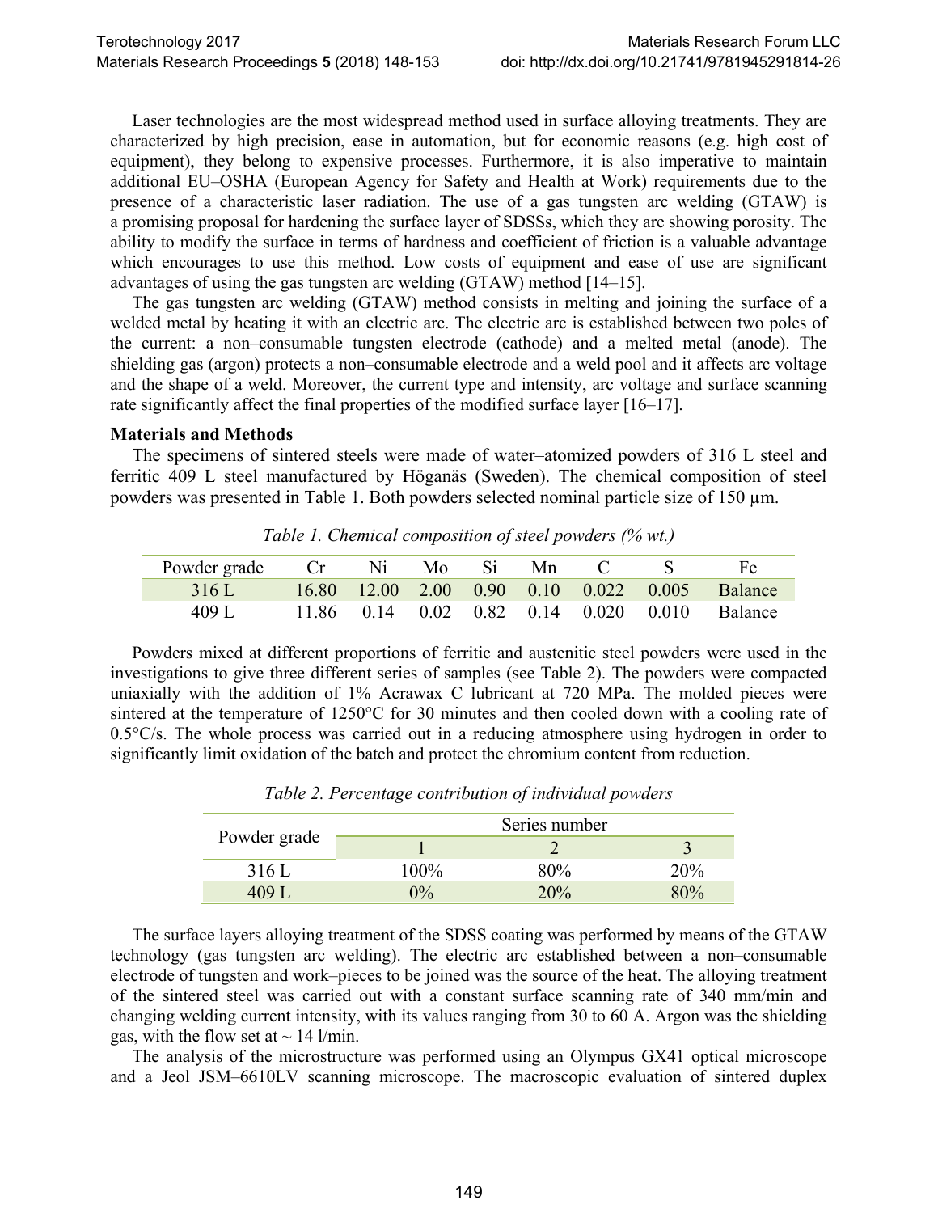Laser technologies are the most widespread method used in surface alloying treatments. They are characterized by high precision, ease in automation, but for economic reasons (e.g. high cost of equipment), they belong to expensive processes. Furthermore, it is also imperative to maintain additional EU–OSHA (European Agency for Safety and Health at Work) requirements due to the presence of a characteristic laser radiation. The use of a gas tungsten arc welding (GTAW) is a promising proposal for hardening the surface layer of SDSSs, which they are showing porosity. The ability to modify the surface in terms of hardness and coefficient of friction is a valuable advantage which encourages to use this method. Low costs of equipment and ease of use are significant advantages of using the gas tungsten arc welding (GTAW) method [14–15].

The gas tungsten arc welding (GTAW) method consists in melting and joining the surface of a welded metal by heating it with an electric arc. The electric arc is established between two poles of the current: a non–consumable tungsten electrode (cathode) and a melted metal (anode). The shielding gas (argon) protects a non–consumable electrode and a weld pool and it affects arc voltage and the shape of a weld. Moreover, the current type and intensity, arc voltage and surface scanning rate significantly affect the final properties of the modified surface layer [16–17].

## Materials and Methods

The specimens of sintered steels were made of water–atomized powders of 316 L steel and ferritic 409 L steel manufactured by Höganäs (Sweden). The chemical composition of steel powders was presented in Table 1. Both powders selected nominal particle size of 150 µm.

*Table 1. Chemical composition of steel powders (% wt.)*

| Powder grade | Cr | Ni | Mo | Si | Mn | C | S | Fe |
|---|---|---|---|---|---|---|---|---|
| 316 L | 16.80 | 12.00 | 2.00 | 0.90 | 0.10 | 0.022 | 0.005 | Balance |
| 409 L | 11.86 | 0.14 | 0.02 | 0.82 | 0.14 | 0.020 | 0.010 | Balance |

Powders mixed at different proportions of ferritic and austenitic steel powders were used in the investigations to give three different series of samples (see Table 2). The powders were compacted uniaxially with the addition of 1% Acrawax C lubricant at 720 MPa. The molded pieces were sintered at the temperature of 1250°C for 30 minutes and then cooled down with a cooling rate of 0.5°C/s. The whole process was carried out in a reducing atmosphere using hydrogen in order to significantly limit oxidation of the batch and protect the chromium content from reduction.

*Table 2. Percentage contribution of individual powders*

| Powder grade | Series number | | |
|---|---|---|---|
| | 1 | 2 | 3 |
| 316 L | 100% | 80% | 20% |
| 409 L | 0% | 20% | 80% |

The surface layers alloying treatment of the SDSS coating was performed by means of the GTAW technology (gas tungsten arc welding). The electric arc established between a non–consumable electrode of tungsten and work–pieces to be joined was the source of the heat. The alloying treatment of the sintered steel was carried out with a constant surface scanning rate of 340 mm/min and changing welding current intensity, with its values ranging from 30 to 60 A. Argon was the shielding gas, with the flow set at ~ 14 l/min.

The analysis of the microstructure was performed using an Olympus GX41 optical microscope and a Jeol JSM–6610LV scanning microscope. The macroscopic evaluation of sintered duplex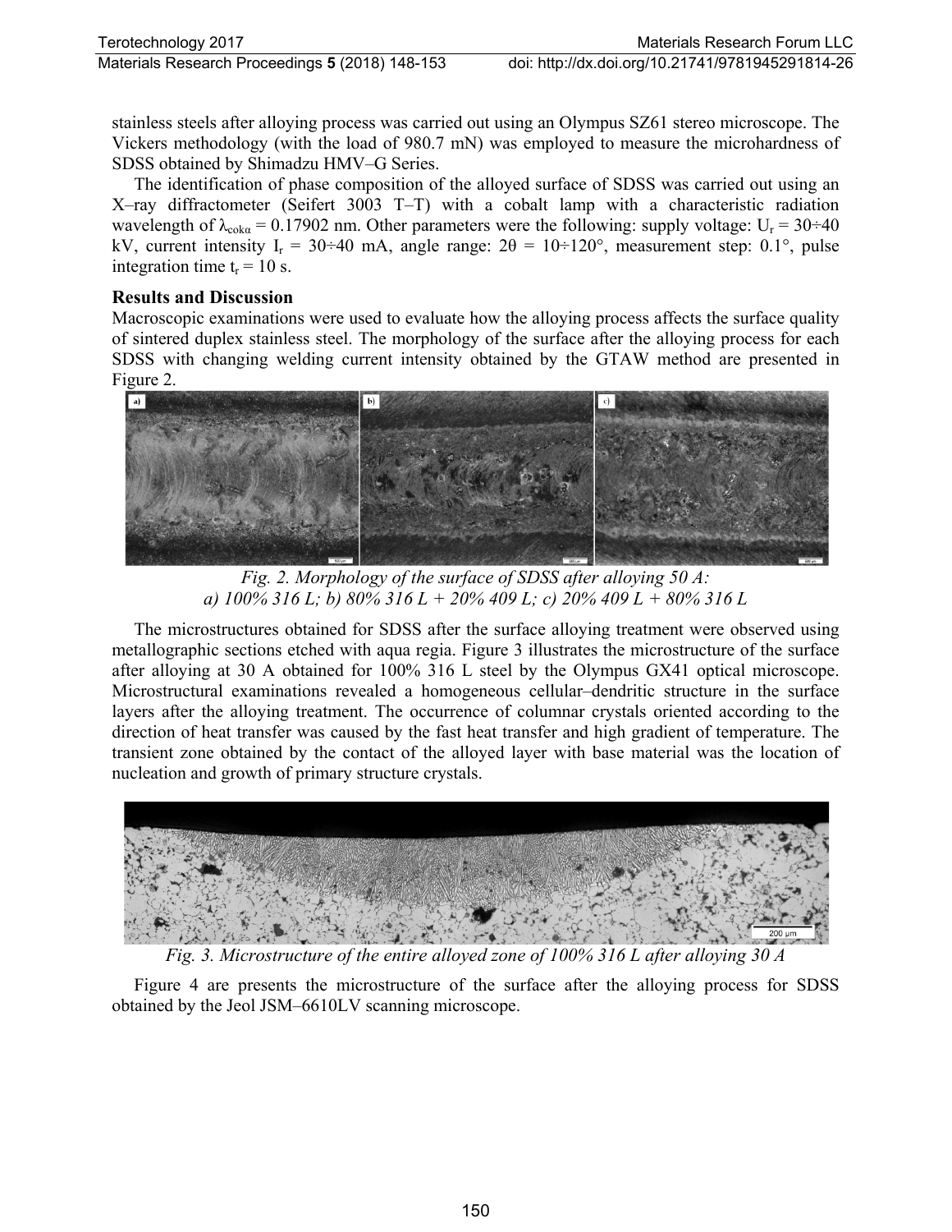stainless steels after alloying process was carried out using an Olympus SZ61 stereo microscope. The Vickers methodology (with the load of 980.7 mN) was employed to measure the microhardness of SDSS obtained by Shimadzu HMV–G Series.

The identification of phase composition of the alloyed surface of SDSS was carried out using an X–ray diffractometer (Seifert 3003 T–T) with a cobalt lamp with a characteristic radiation wavelength of $\lambda_{cok\alpha} = 0.17902$ nm. Other parameters were the following: supply voltage: $U_r = 30 \div 40$ kV, current intensity $I_r = 30 \div 40$ mA, angle range: $2\theta = 10 \div 120°$, measurement step: 0.1°, pulse integration time $t_r = 10$ s.

## Results and Discussion

Macroscopic examinations were used to evaluate how the alloying process affects the surface quality of sintered duplex stainless steel. The morphology of the surface after the alloying process for each SDSS with changing welding current intensity obtained by the GTAW method are presented in Figure 2.

*Fig. 2. Morphology of the surface of SDSS after alloying 50 A: a) 100% 316 L; b) 80% 316 L + 20% 409 L; c) 20% 409 L + 80% 316 L*

The microstructures obtained for SDSS after the surface alloying treatment were observed using metallographic sections etched with aqua regia. Figure 3 illustrates the microstructure of the surface after alloying at 30 A obtained for 100% 316 L steel by the Olympus GX41 optical microscope. Microstructural examinations revealed a homogeneous cellular–dendritic structure in the surface layers after the alloying treatment. The occurrence of columnar crystals oriented according to the direction of heat transfer was caused by the fast heat transfer and high gradient of temperature. The transient zone obtained by the contact of the alloyed layer with base material was the location of nucleation and growth of primary structure crystals.

*Fig. 3. Microstructure of the entire alloyed zone of 100% 316 L after alloying 30 A*

Figure 4 are presents the microstructure of the surface after the alloying process for SDSS obtained by the Jeol JSM–6610LV scanning microscope.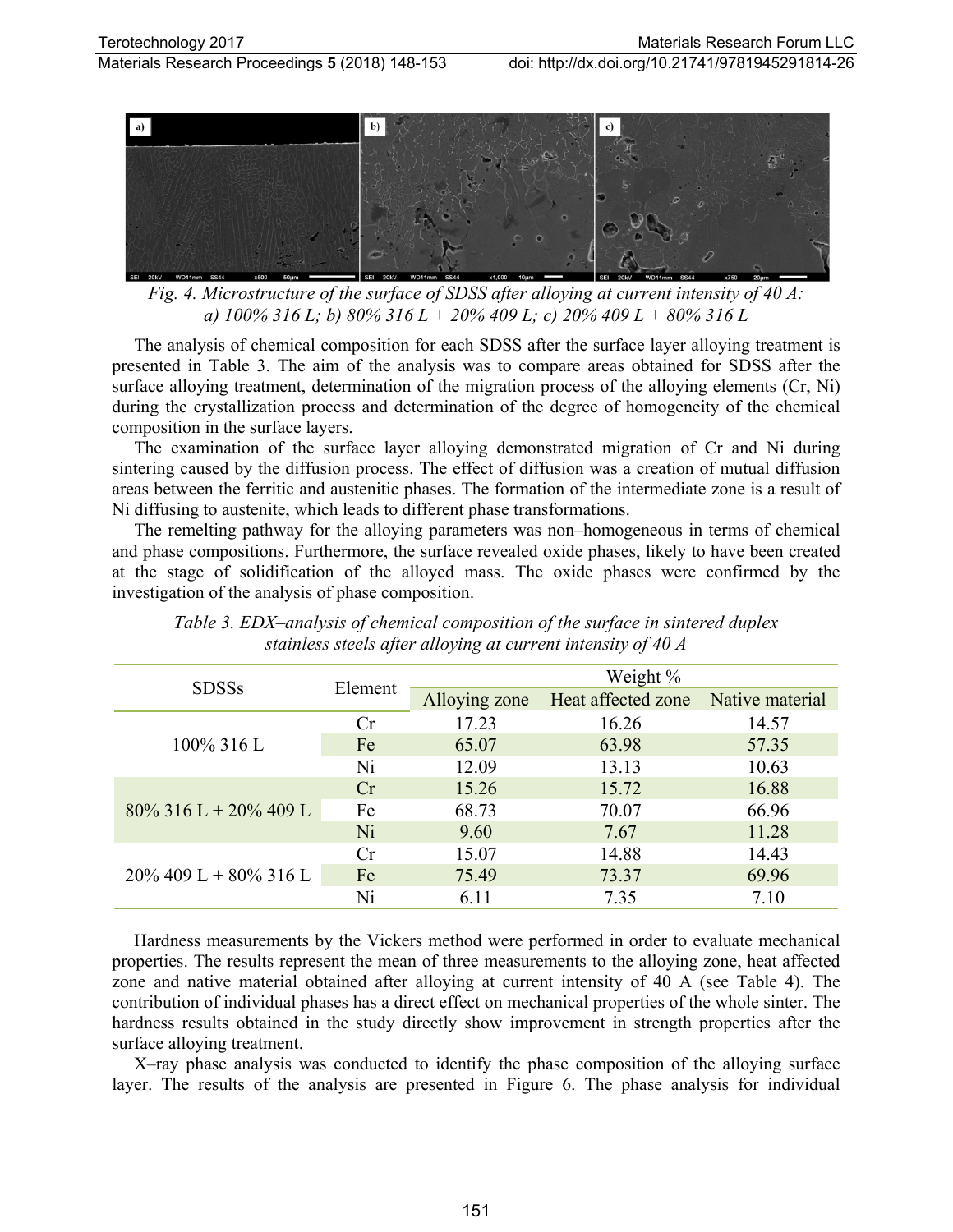Fig. 4. Microstructure of the surface of SDSS after alloying at current intensity of 40 A: a) 100% 316 L; b) 80% 316 L + 20% 409 L; c) 20% 409 L + 80% 316 L

The analysis of chemical composition for each SDSS after the surface layer alloying treatment is presented in Table 3. The aim of the analysis was to compare areas obtained for SDSS after the surface alloying treatment, determination of the migration process of the alloying elements (Cr, Ni) during the crystallization process and determination of the degree of homogeneity of the chemical composition in the surface layers.

The examination of the surface layer alloying demonstrated migration of Cr and Ni during sintering caused by the diffusion process. The effect of diffusion was a creation of mutual diffusion areas between the ferritic and austenitic phases. The formation of the intermediate zone is a result of Ni diffusing to austenite, which leads to different phase transformations.

The remelting pathway for the alloying parameters was non–homogeneous in terms of chemical and phase compositions. Furthermore, the surface revealed oxide phases, likely to have been created at the stage of solidification of the alloyed mass. The oxide phases were confirmed by the investigation of the analysis of phase composition.

*Table 3. EDX–analysis of chemical composition of the surface in sintered duplex stainless steels after alloying at current intensity of 40 A*

| SDSSs | Element | Weight % | | |
|---|---|---|---|---|
| | | Alloying zone | Heat affected zone | Native material |
| 100% 316 L | Cr | 17.23 | 16.26 | 14.57 |
| | Fe | 65.07 | 63.98 | 57.35 |
| | Ni | 12.09 | 13.13 | 10.63 |
| 80% 316 L + 20% 409 L | Cr | 15.26 | 15.72 | 16.88 |
| | Fe | 68.73 | 70.07 | 66.96 |
| | Ni | 9.60 | 7.67 | 11.28 |
| 20% 409 L + 80% 316 L | Cr | 15.07 | 14.88 | 14.43 |
| | Fe | 75.49 | 73.37 | 69.96 |
| | Ni | 6.11 | 7.35 | 7.10 |

Hardness measurements by the Vickers method were performed in order to evaluate mechanical properties. The results represent the mean of three measurements to the alloying zone, heat affected zone and native material obtained after alloying at current intensity of 40 A (see Table 4). The contribution of individual phases has a direct effect on mechanical properties of the whole sinter. The hardness results obtained in the study directly show improvement in strength properties after the surface alloying treatment.

X–ray phase analysis was conducted to identify the phase composition of the alloying surface layer. The results of the analysis are presented in Figure 6. The phase analysis for individual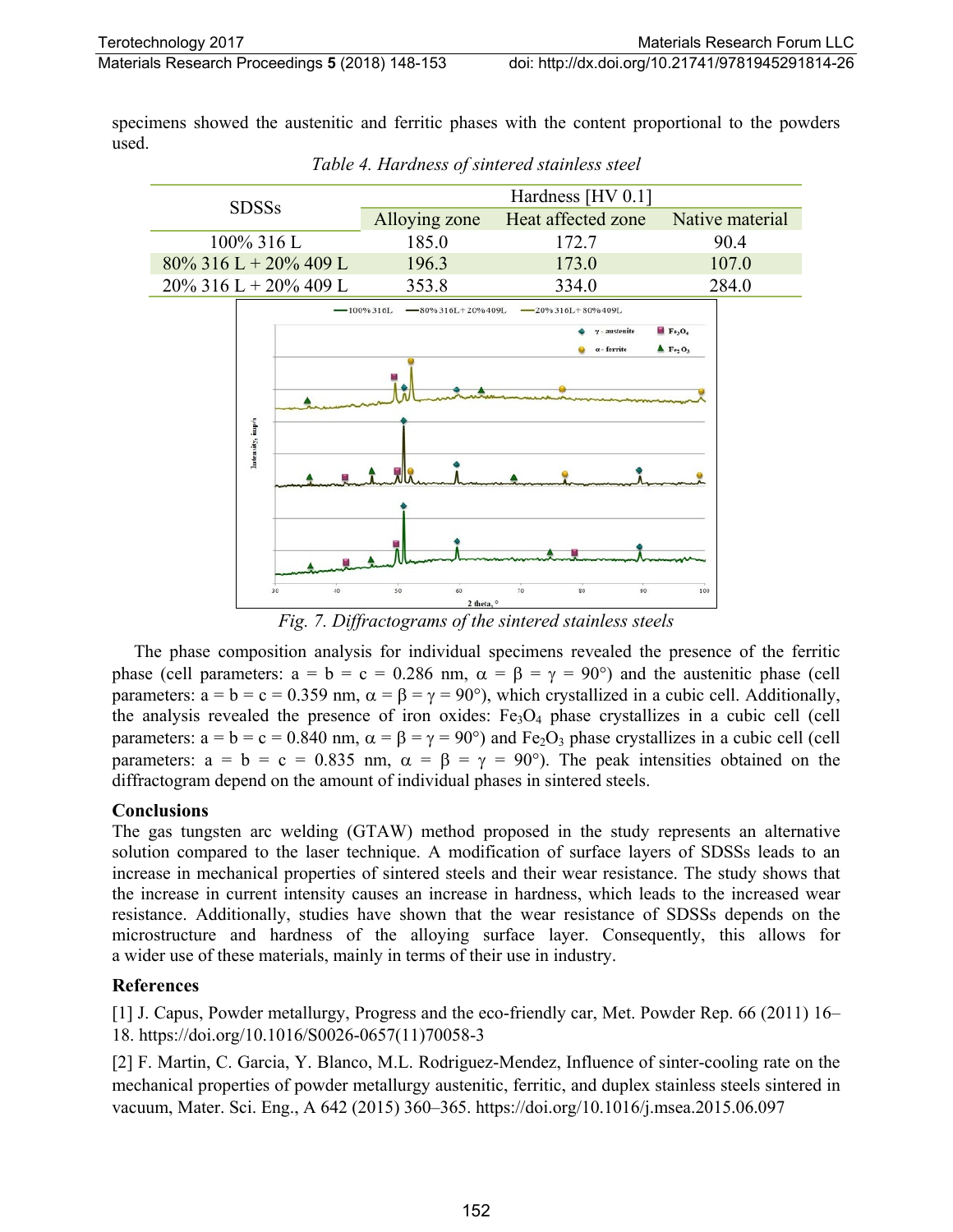specimens showed the austenitic and ferritic phases with the content proportional to the powders used.

*Table 4. Hardness of sintered stainless steel*

| SDSSs | Hardness [HV 0.1] | | |
|---|---|---|---|
| | Alloying zone | Heat affected zone | Native material |
| 100% 316 L | 185.0 | 172.7 | 90.4 |
| 80% 316 L + 20% 409 L | 196.3 | 173.0 | 107.0 |
| 20% 316 L + 20% 409 L | 353.8 | 334.0 | 284.0 |

*Fig. 7. Diffractograms of the sintered stainless steels*

The phase composition analysis for individual specimens revealed the presence of the ferritic phase (cell parameters: a = b = c = 0.286 nm, α = β = γ = 90°) and the austenitic phase (cell parameters: a = b = c = 0.359 nm, α = β = γ = 90°), which crystallized in a cubic cell. Additionally, the analysis revealed the presence of iron oxides: $Fe_3O_4$ phase crystallizes in a cubic cell (cell parameters: a = b = c = 0.840 nm, α = β = γ = 90°) and $Fe_2O_3$ phase crystallizes in a cubic cell (cell parameters: a = b = c = 0.835 nm, α = β = γ = 90°). The peak intensities obtained on the diffractogram depend on the amount of individual phases in sintered steels.

## Conclusions

The gas tungsten arc welding (GTAW) method proposed in the study represents an alternative solution compared to the laser technique. A modification of surface layers of SDSSs leads to an increase in mechanical properties of sintered steels and their wear resistance. The study shows that the increase in current intensity causes an increase in hardness, which leads to the increased wear resistance. Additionally, studies have shown that the wear resistance of SDSSs depends on the microstructure and hardness of the alloying surface layer. Consequently, this allows for a wider use of these materials, mainly in terms of their use in industry.

## References

[1] J. Capus, Powder metallurgy, Progress and the eco-friendly car, Met. Powder Rep. 66 (2011) 16–18. https://doi.org/10.1016/S0026-0657(11)70058-3

[2] F. Martin, C. Garcia, Y. Blanco, M.L. Rodriguez-Mendez, Influence of sinter-cooling rate on the mechanical properties of powder metallurgy austenitic, ferritic, and duplex stainless steels sintered in vacuum, Mater. Sci. Eng., A 642 (2015) 360–365. https://doi.org/10.1016/j.msea.2015.06.097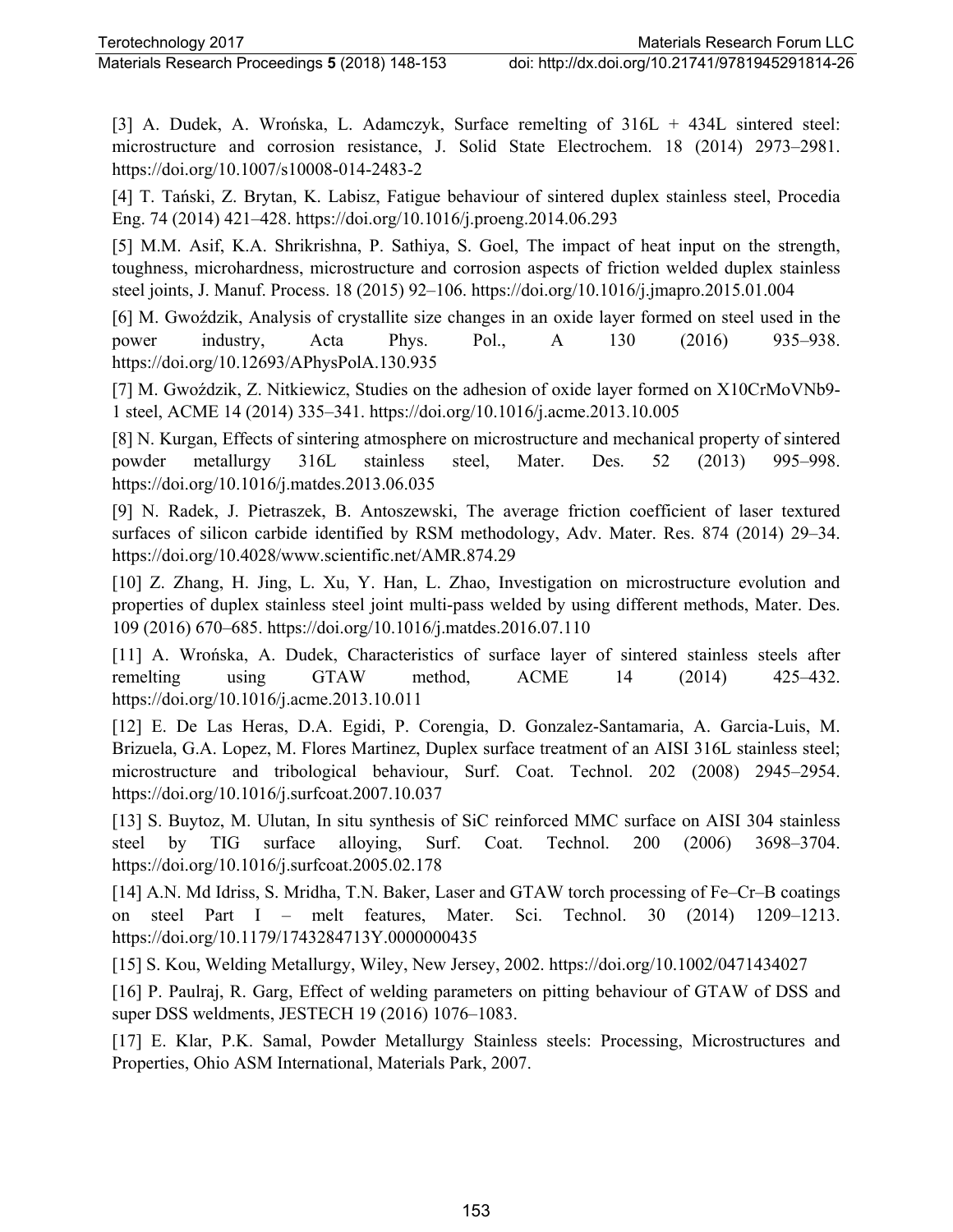[3] A. Dudek, A. Wrońska, L. Adamczyk, Surface remelting of 316L + 434L sintered steel: microstructure and corrosion resistance, J. Solid State Electrochem. 18 (2014) 2973–2981. https://doi.org/10.1007/s10008-014-2483-2

[4] T. Tański, Z. Brytan, K. Labisz, Fatigue behaviour of sintered duplex stainless steel, Procedia Eng. 74 (2014) 421–428. https://doi.org/10.1016/j.proeng.2014.06.293

[5] M.M. Asif, K.A. Shrikrishna, P. Sathiya, S. Goel, The impact of heat input on the strength, toughness, microhardness, microstructure and corrosion aspects of friction welded duplex stainless steel joints, J. Manuf. Process. 18 (2015) 92–106. https://doi.org/10.1016/j.jmapro.2015.01.004

[6] M. Gwoździk, Analysis of crystallite size changes in an oxide layer formed on steel used in the power industry, Acta Phys. Pol., A 130 (2016) 935–938. https://doi.org/10.12693/APhysPolA.130.935

[7] M. Gwoździk, Z. Nitkiewicz, Studies on the adhesion of oxide layer formed on X10CrMoVNb9-1 steel, ACME 14 (2014) 335–341. https://doi.org/10.1016/j.acme.2013.10.005

[8] N. Kurgan, Effects of sintering atmosphere on microstructure and mechanical property of sintered powder metallurgy 316L stainless steel, Mater. Des. 52 (2013) 995–998. https://doi.org/10.1016/j.matdes.2013.06.035

[9] N. Radek, J. Pietraszek, B. Antoszewski, The average friction coefficient of laser textured surfaces of silicon carbide identified by RSM methodology, Adv. Mater. Res. 874 (2014) 29–34. https://doi.org/10.4028/www.scientific.net/AMR.874.29

[10] Z. Zhang, H. Jing, L. Xu, Y. Han, L. Zhao, Investigation on microstructure evolution and properties of duplex stainless steel joint multi-pass welded by using different methods, Mater. Des. 109 (2016) 670–685. https://doi.org/10.1016/j.matdes.2016.07.110

[11] A. Wrońska, A. Dudek, Characteristics of surface layer of sintered stainless steels after remelting using GTAW method, ACME 14 (2014) 425–432. https://doi.org/10.1016/j.acme.2013.10.011

[12] E. De Las Heras, D.A. Egidi, P. Corengia, D. Gonzalez-Santamaria, A. Garcia-Luis, M. Brizuela, G.A. Lopez, M. Flores Martinez, Duplex surface treatment of an AISI 316L stainless steel; microstructure and tribological behaviour, Surf. Coat. Technol. 202 (2008) 2945–2954. https://doi.org/10.1016/j.surfcoat.2007.10.037

[13] S. Buytoz, M. Ulutan, In situ synthesis of SiC reinforced MMC surface on AISI 304 stainless steel by TIG surface alloying, Surf. Coat. Technol. 200 (2006) 3698–3704. https://doi.org/10.1016/j.surfcoat.2005.02.178

[14] A.N. Md Idriss, S. Mridha, T.N. Baker, Laser and GTAW torch processing of Fe–Cr–B coatings on steel Part I – melt features, Mater. Sci. Technol. 30 (2014) 1209–1213. https://doi.org/10.1179/1743284713Y.0000000435

[15] S. Kou, Welding Metallurgy, Wiley, New Jersey, 2002. https://doi.org/10.1002/0471434027

[16] P. Paulraj, R. Garg, Effect of welding parameters on pitting behaviour of GTAW of DSS and super DSS weldments, JESTECH 19 (2016) 1076–1083.

[17] E. Klar, P.K. Samal, Powder Metallurgy Stainless steels: Processing, Microstructures and Properties, Ohio ASM International, Materials Park, 2007.